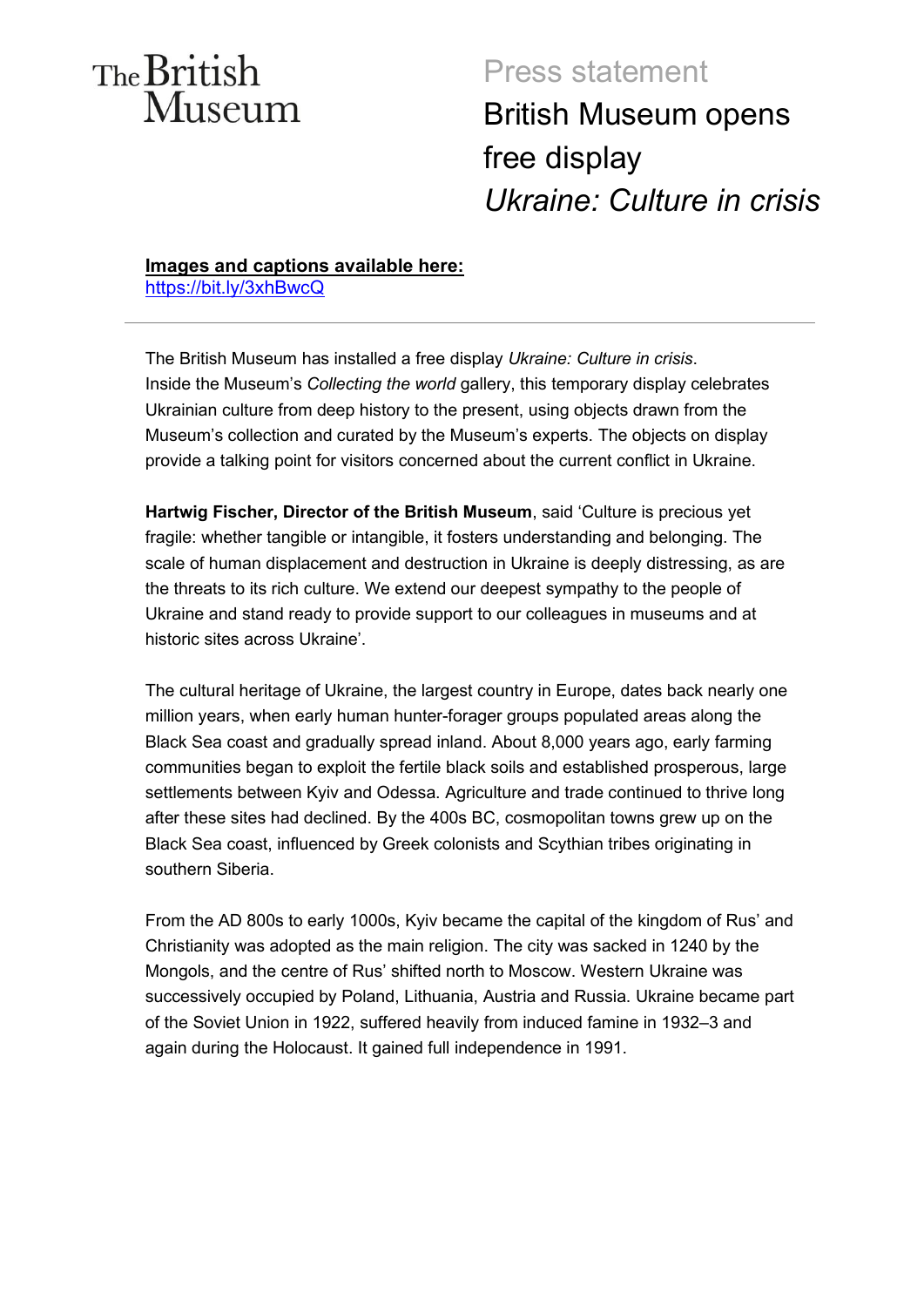The British Museum

Press statement

# British Museum opens free display *Ukraine: Culture in crisis*

**Images and captions available here:**
https://bit.ly/3xhBwcQ

---

The British Museum has installed a free display *Ukraine: Culture in crisis*. Inside the Museum's *Collecting the world* gallery, this temporary display celebrates Ukrainian culture from deep history to the present, using objects drawn from the Museum's collection and curated by the Museum's experts. The objects on display provide a talking point for visitors concerned about the current conflict in Ukraine.

**Hartwig Fischer, Director of the British Museum**, said 'Culture is precious yet fragile: whether tangible or intangible, it fosters understanding and belonging. The scale of human displacement and destruction in Ukraine is deeply distressing, as are the threats to its rich culture. We extend our deepest sympathy to the people of Ukraine and stand ready to provide support to our colleagues in museums and at historic sites across Ukraine'.

The cultural heritage of Ukraine, the largest country in Europe, dates back nearly one million years, when early human hunter-forager groups populated areas along the Black Sea coast and gradually spread inland. About 8,000 years ago, early farming communities began to exploit the fertile black soils and established prosperous, large settlements between Kyiv and Odessa. Agriculture and trade continued to thrive long after these sites had declined. By the 400s BC, cosmopolitan towns grew up on the Black Sea coast, influenced by Greek colonists and Scythian tribes originating in southern Siberia.

From the AD 800s to early 1000s, Kyiv became the capital of the kingdom of Rus' and Christianity was adopted as the main religion. The city was sacked in 1240 by the Mongols, and the centre of Rus' shifted north to Moscow. Western Ukraine was successively occupied by Poland, Lithuania, Austria and Russia. Ukraine became part of the Soviet Union in 1922, suffered heavily from induced famine in 1932–3 and again during the Holocaust. It gained full independence in 1991.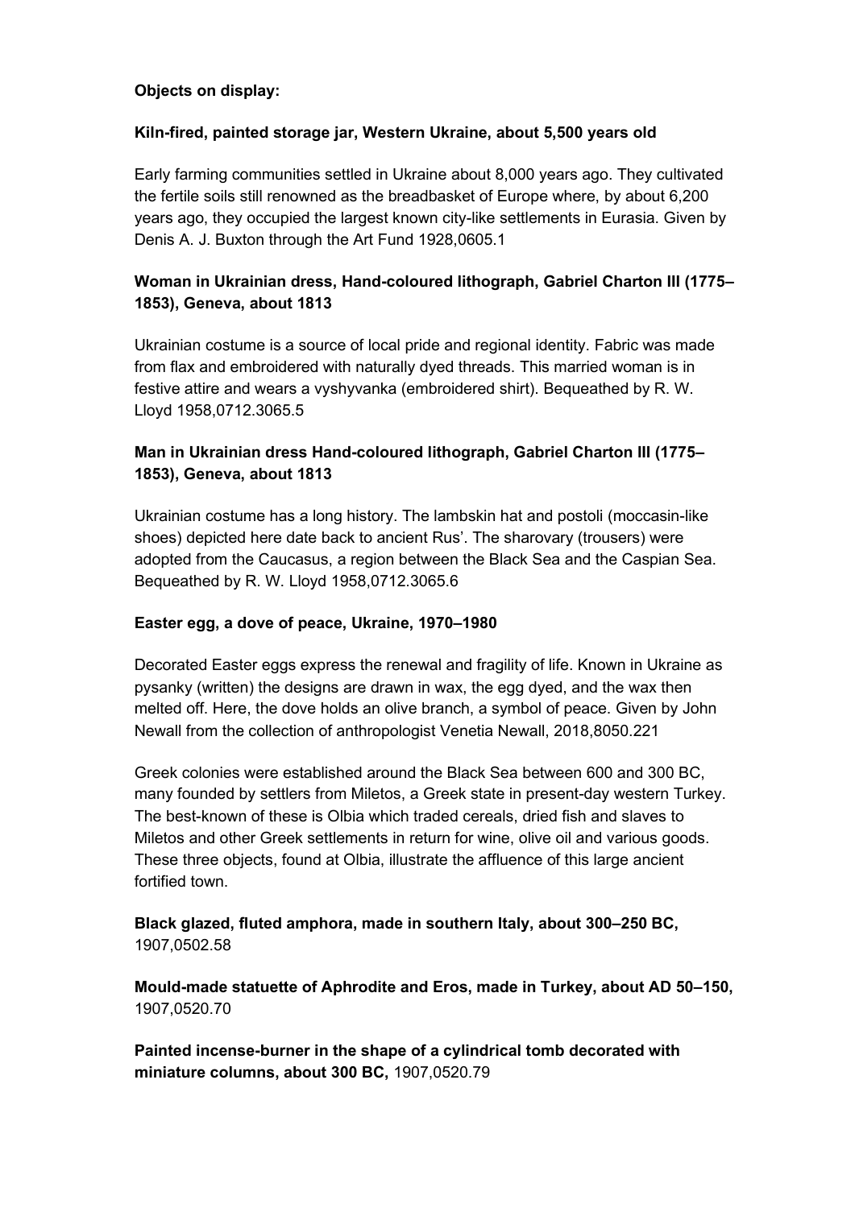**Objects on display:**

**Kiln-fired, painted storage jar, Western Ukraine, about 5,500 years old**

Early farming communities settled in Ukraine about 8,000 years ago. They cultivated the fertile soils still renowned as the breadbasket of Europe where, by about 6,200 years ago, they occupied the largest known city-like settlements in Eurasia. Given by Denis A. J. Buxton through the Art Fund 1928,0605.1

**Woman in Ukrainian dress, Hand-coloured lithograph, Gabriel Charton III (1775–1853), Geneva, about 1813**

Ukrainian costume is a source of local pride and regional identity. Fabric was made from flax and embroidered with naturally dyed threads. This married woman is in festive attire and wears a vyshyvanka (embroidered shirt). Bequeathed by R. W. Lloyd 1958,0712.3065.5

**Man in Ukrainian dress Hand-coloured lithograph, Gabriel Charton III (1775–1853), Geneva, about 1813**

Ukrainian costume has a long history. The lambskin hat and postoli (moccasin-like shoes) depicted here date back to ancient Rus'. The sharovary (trousers) were adopted from the Caucasus, a region between the Black Sea and the Caspian Sea. Bequeathed by R. W. Lloyd 1958,0712.3065.6

**Easter egg, a dove of peace, Ukraine, 1970–1980**

Decorated Easter eggs express the renewal and fragility of life. Known in Ukraine as pysanky (written) the designs are drawn in wax, the egg dyed, and the wax then melted off. Here, the dove holds an olive branch, a symbol of peace. Given by John Newall from the collection of anthropologist Venetia Newall, 2018,8050.221

Greek colonies were established around the Black Sea between 600 and 300 BC, many founded by settlers from Miletos, a Greek state in present-day western Turkey. The best-known of these is Olbia which traded cereals, dried fish and slaves to Miletos and other Greek settlements in return for wine, olive oil and various goods. These three objects, found at Olbia, illustrate the affluence of this large ancient fortified town.

**Black glazed, fluted amphora, made in southern Italy, about 300–250 BC,** 1907,0502.58

**Mould-made statuette of Aphrodite and Eros, made in Turkey, about AD 50–150,** 1907,0520.70

**Painted incense-burner in the shape of a cylindrical tomb decorated with miniature columns, about 300 BC,** 1907,0520.79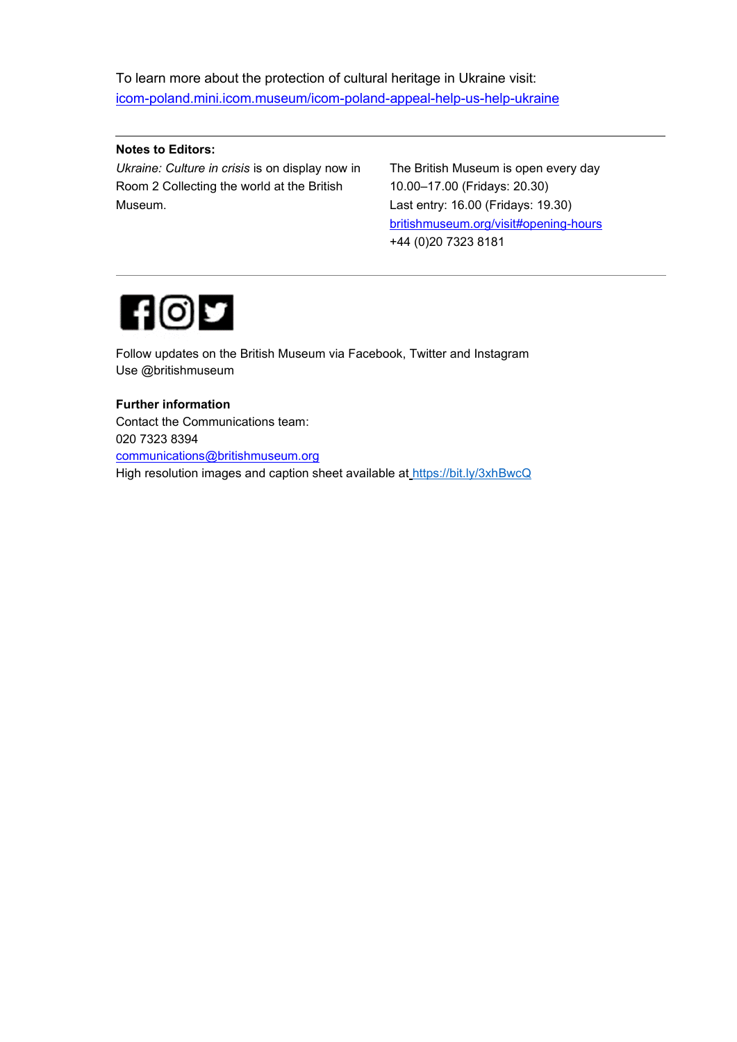To learn more about the protection of cultural heritage in Ukraine visit:
[icom-poland.mini.icom.museum/icom-poland-appeal-help-us-help-ukraine](icom-poland.mini.icom.museum/icom-poland-appeal-help-us-help-ukraine)

---

**Notes to Editors:**

*Ukraine: Culture in crisis* is on display now in Room 2 Collecting the world at the British Museum.

The British Museum is open every day
10.00–17.00 (Fridays: 20.30)
Last entry: 16.00 (Fridays: 19.30)
[britishmuseum.org/visit#opening-hours](britishmuseum.org/visit#opening-hours)
+44 (0)20 7323 8181

---

Follow updates on the British Museum via Facebook, Twitter and Instagram
Use @britishmuseum

**Further information**
Contact the Communications team:
020 7323 8394
[communications@britishmuseum.org](mailto:communications@britishmuseum.org)
High resolution images and caption sheet available at [https://bit.ly/3xhBwcQ](https://bit.ly/3xhBwcQ)